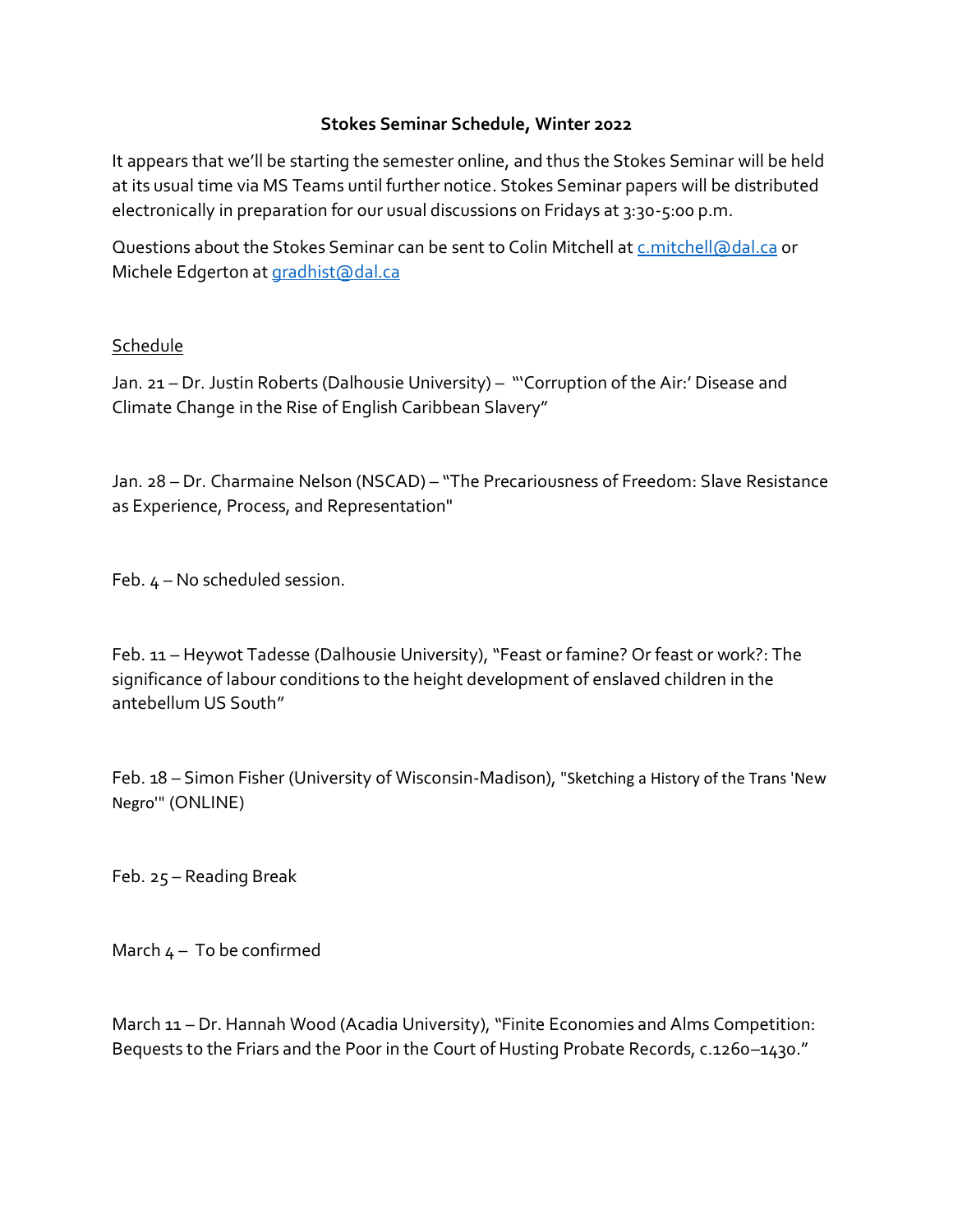**Stokes Seminar Schedule, Winter 2022**

It appears that we'll be starting the semester online, and thus the Stokes Seminar will be held at its usual time via MS Teams until further notice. Stokes Seminar papers will be distributed electronically in preparation for our usual discussions on Fridays at 3:30-5:00 p.m.

Questions about the Stokes Seminar can be sent to Colin Mitchell at c.mitchell@dal.ca or Michele Edgerton at gradhist@dal.ca

Schedule

Jan. 21 – Dr. Justin Roberts (Dalhousie University) – "'Corruption of the Air:' Disease and Climate Change in the Rise of English Caribbean Slavery"

Jan. 28 – Dr. Charmaine Nelson (NSCAD) – "The Precariousness of Freedom: Slave Resistance as Experience, Process, and Representation"

Feb. 4 – No scheduled session.

Feb. 11 – Heywot Tadesse (Dalhousie University), "Feast or famine? Or feast or work?: The significance of labour conditions to the height development of enslaved children in the antebellum US South"

Feb. 18 – Simon Fisher (University of Wisconsin-Madison), "Sketching a History of the Trans 'New Negro'" (ONLINE)

Feb. 25 – Reading Break

March 4 – To be confirmed

March 11 – Dr. Hannah Wood (Acadia University), "Finite Economies and Alms Competition: Bequests to the Friars and the Poor in the Court of Husting Probate Records, c.1260–1430."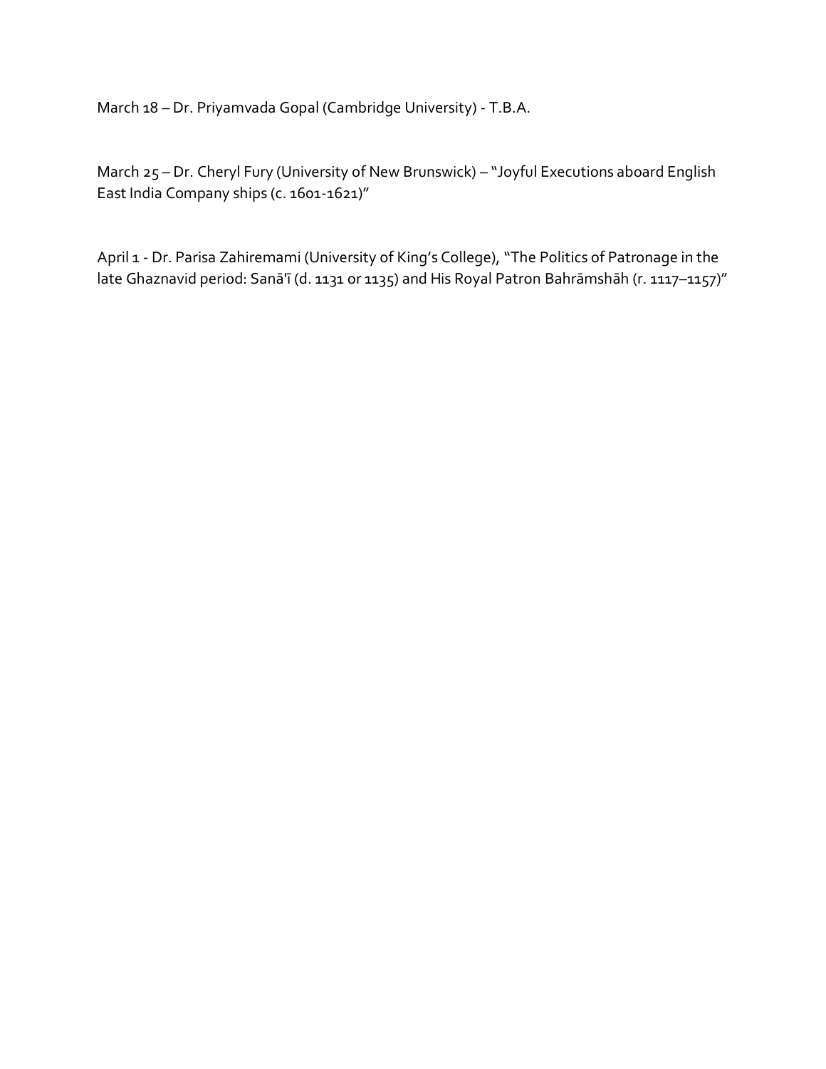March 18 – Dr. Priyamvada Gopal (Cambridge University) - T.B.A.

March 25 – Dr. Cheryl Fury (University of New Brunswick) – "Joyful Executions aboard English East India Company ships (c. 1601-1621)"

April 1 - Dr. Parisa Zahiremami (University of King's College), "The Politics of Patronage in the late Ghaznavid period: Sanā'ī (d. 1131 or 1135) and His Royal Patron Bahrāmshāh (r. 1117–1157)"